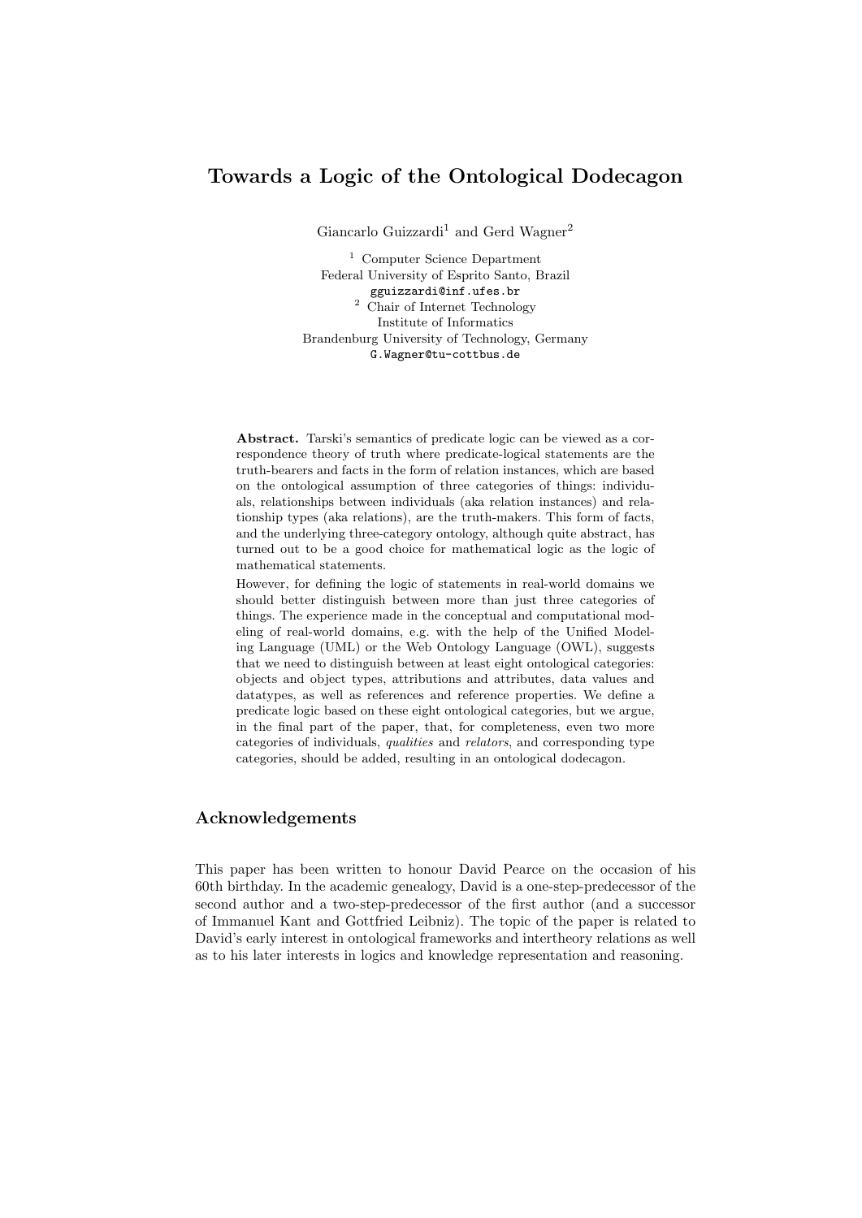# Towards a Logic of the Ontological Dodecagon

Giancarlo Guizzardi[1] and Gerd Wagner[2]

[1] Computer Science Department
Federal University of Esprito Santo, Brazil
gguizzardi@inf.ufes.br

[2] Chair of Internet Technology
Institute of Informatics
Brandenburg University of Technology, Germany
G.Wagner@tu-cottbus.de

**Abstract.** Tarski's semantics of predicate logic can be viewed as a correspondence theory of truth where predicate-logical statements are the truth-bearers and facts in the form of relation instances, which are based on the ontological assumption of three categories of things: individuals, relationships between individuals (aka relation instances) and relationship types (aka relations), are the truth-makers. This form of facts, and the underlying three-category ontology, although quite abstract, has turned out to be a good choice for mathematical logic as the logic of mathematical statements.

However, for defining the logic of statements in real-world domains we should better distinguish between more than just three categories of things. The experience made in the conceptual and computational modeling of real-world domains, e.g. with the help of the Unified Modeling Language (UML) or the Web Ontology Language (OWL), suggests that we need to distinguish between at least eight ontological categories: objects and object types, attributions and attributes, data values and datatypes, as well as references and reference properties. We define a predicate logic based on these eight ontological categories, but we argue, in the final part of the paper, that, for completeness, even two more categories of individuals, *qualities* and *relators*, and corresponding type categories, should be added, resulting in an ontological dodecagon.

## Acknowledgements

This paper has been written to honour David Pearce on the occasion of his 60th birthday. In the academic genealogy, David is a one-step-predecessor of the second author and a two-step-predecessor of the first author (and a successor of Immanuel Kant and Gottfried Leibniz). The topic of the paper is related to David's early interest in ontological frameworks and intertheory relations as well as to his later interests in logics and knowledge representation and reasoning.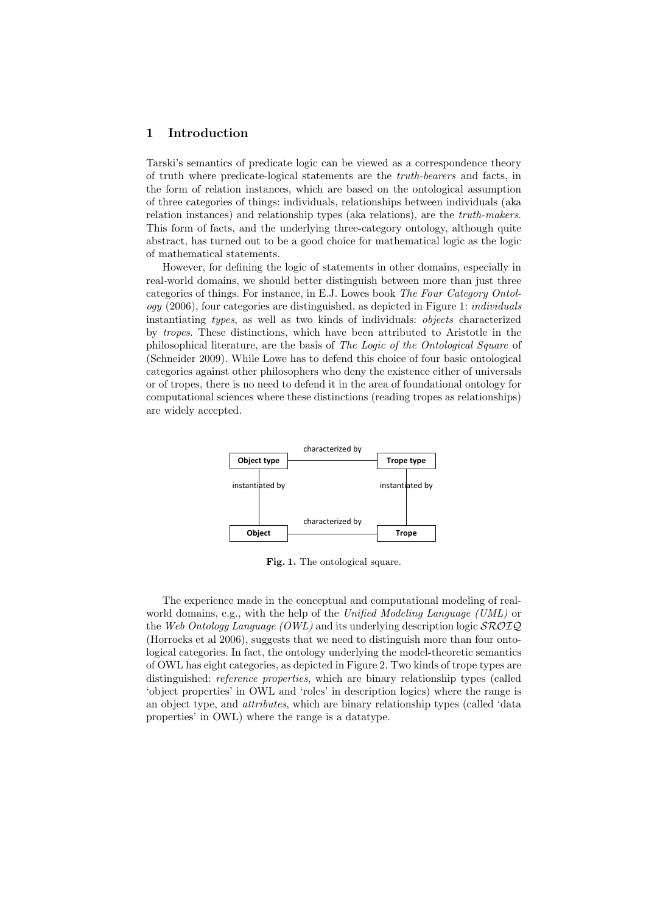## 1 Introduction

Tarski's semantics of predicate logic can be viewed as a correspondence theory of truth where predicate-logical statements are the *truth-bearers* and facts, in the form of relation instances, which are based on the ontological assumption of three categories of things: individuals, relationships between individuals (aka relation instances) and relationship types (aka relations), are the *truth-makers*. This form of facts, and the underlying three-category ontology, although quite abstract, has turned out to be a good choice for mathematical logic as the logic of mathematical statements.

However, for defining the logic of statements in other domains, especially in real-world domains, we should better distinguish between more than just three categories of things. For instance, in E.J. Lowes book *The Four Category Ontology* (2006), four categories are distinguished, as depicted in Figure 1: *individuals* instantiating *types*, as well as two kinds of individuals: *objects* characterized by *tropes*. These distinctions, which have been attributed to Aristotle in the philosophical literature, are the basis of *The Logic of the Ontological Square* of (Schneider 2009). While Lowe has to defend this choice of four basic ontological categories against other philosophers who deny the existence either of universals or of tropes, there is no need to defend it in the area of foundational ontology for computational sciences where these distinctions (reading tropes as relationships) are widely accepted.

**Fig. 1.** The ontological square.

The experience made in the conceptual and computational modeling of real-world domains, e.g., with the help of the *Unified Modeling Language (UML)* or the *Web Ontology Language (OWL)* and its underlying description logic $\mathcal{SROIQ}$ (Horrocks et al 2006), suggests that we need to distinguish more than four ontological categories. In fact, the ontology underlying the model-theoretic semantics of OWL has eight categories, as depicted in Figure 2. Two kinds of trope types are distinguished: *reference properties*, which are binary relationship types (called 'object properties' in OWL and 'roles' in description logics) where the range is an object type, and *attributes*, which are binary relationship types (called 'data properties' in OWL) where the range is a datatype.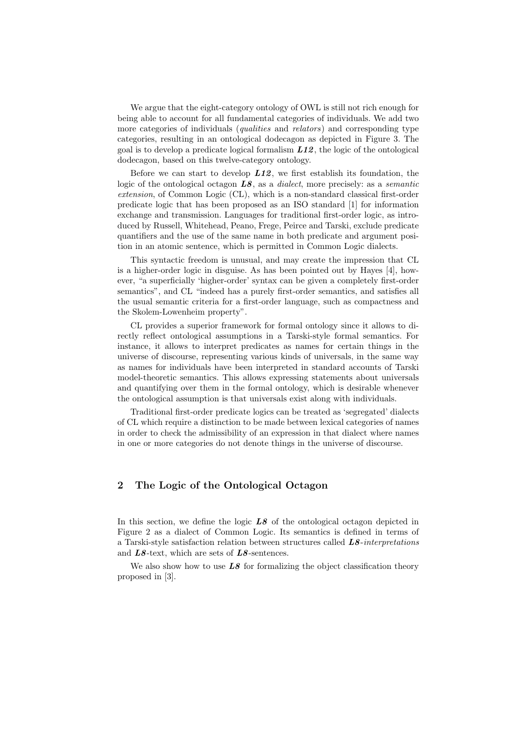We argue that the eight-category ontology of OWL is still not rich enough for being able to account for all fundamental categories of individuals. We add two more categories of individuals (*qualities* and *relators*) and corresponding type categories, resulting in an ontological dodecagon as depicted in Figure 3. The goal is to develop a predicate logical formalism ***L12***, the logic of the ontological dodecagon, based on this twelve-category ontology.

Before we can start to develop ***L12***, we first establish its foundation, the logic of the ontological octagon ***L8***, as a *dialect*, more precisely: as a *semantic extension*, of Common Logic (CL), which is a non-standard classical first-order predicate logic that has been proposed as an ISO standard [1] for information exchange and transmission. Languages for traditional first-order logic, as introduced by Russell, Whitehead, Peano, Frege, Peirce and Tarski, exclude predicate quantifiers and the use of the same name in both predicate and argument position in an atomic sentence, which is permitted in Common Logic dialects.

This syntactic freedom is unusual, and may create the impression that CL is a higher-order logic in disguise. As has been pointed out by Hayes [4], however, "a superficially 'higher-order' syntax can be given a completely first-order semantics", and CL "indeed has a purely first-order semantics, and satisfies all the usual semantic criteria for a first-order language, such as compactness and the Skolem-Lowenheim property".

CL provides a superior framework for formal ontology since it allows to directly reflect ontological assumptions in a Tarski-style formal semantics. For instance, it allows to interpret predicates as names for certain things in the universe of discourse, representing various kinds of universals, in the same way as names for individuals have been interpreted in standard accounts of Tarski model-theoretic semantics. This allows expressing statements about universals and quantifying over them in the formal ontology, which is desirable whenever the ontological assumption is that universals exist along with individuals.

Traditional first-order predicate logics can be treated as 'segregated' dialects of CL which require a distinction to be made between lexical categories of names in order to check the admissibility of an expression in that dialect where names in one or more categories do not denote things in the universe of discourse.

## 2 The Logic of the Ontological Octagon

In this section, we define the logic ***L8*** of the ontological octagon depicted in Figure 2 as a dialect of Common Logic. Its semantics is defined in terms of a Tarski-style satisfaction relation between structures called ***L8****-interpretations* and ***L8***-text, which are sets of ***L8***-sentences.

We also show how to use ***L8*** for formalizing the object classification theory proposed in [3].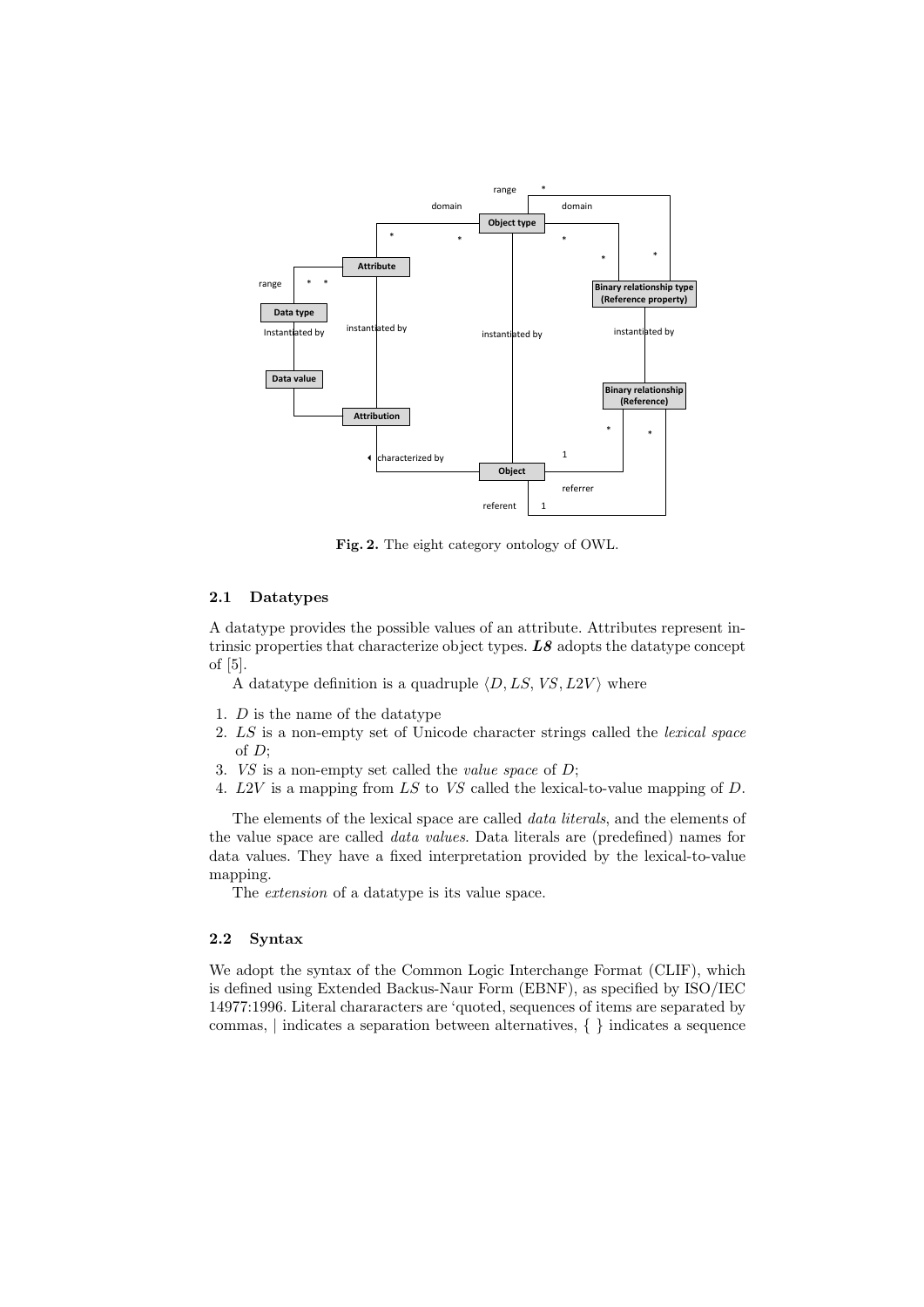**Fig. 2.** The eight category ontology of OWL.

### 2.1 Datatypes

A datatype provides the possible values of an attribute. Attributes represent intrinsic properties that characterize object types. ***L8*** adopts the datatype concept of [5].

A datatype definition is a quadruple $\langle D, LS, VS, L2V \rangle$ where

1. $D$ is the name of the datatype
2. $LS$ is a non-empty set of Unicode character strings called the *lexical space* of $D$;
3. $VS$ is a non-empty set called the *value space* of $D$;
4. $L2V$ is a mapping from $LS$ to $VS$ called the lexical-to-value mapping of $D$.

The elements of the lexical space are called *data literals*, and the elements of the value space are called *data values*. Data literals are (predefined) names for data values. They have a fixed interpretation provided by the lexical-to-value mapping.

The *extension* of a datatype is its value space.

### 2.2 Syntax

We adopt the syntax of the Common Logic Interchange Format (CLIF), which is defined using Extended Backus-Naur Form (EBNF), as specified by ISO/IEC 14977:1996. Literal chararacters are 'quoted, sequences of items are separated by commas, | indicates a separation between alternatives, { } indicates a sequence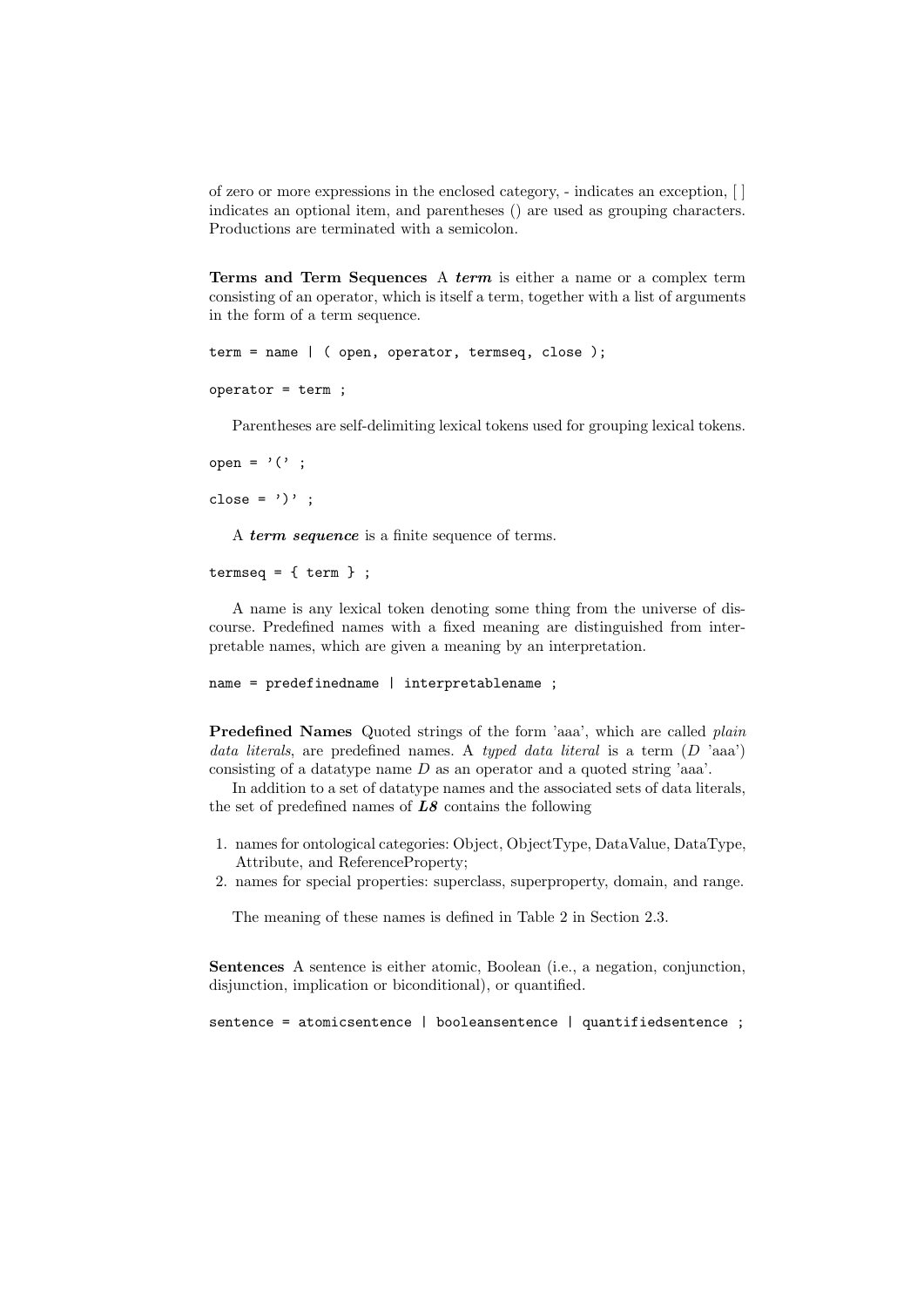of zero or more expressions in the enclosed category, - indicates an exception, [ ] indicates an optional item, and parentheses () are used as grouping characters. Productions are terminated with a semicolon.

**Terms and Term Sequences** A ***term*** is either a name or a complex term consisting of an operator, which is itself a term, together with a list of arguments in the form of a term sequence.

```
term = name | ( open, operator, termseq, close );
```

```
operator = term ;
```

Parentheses are self-delimiting lexical tokens used for grouping lexical tokens.

```
open = '(' ;
```

```
close = ')' ;
```

A ***term sequence*** is a finite sequence of terms.

```
termseq = { term } ;
```

A name is any lexical token denoting some thing from the universe of discourse. Predefined names with a fixed meaning are distinguished from interpretable names, which are given a meaning by an interpretation.

```
name = predefinedname | interpretablename ;
```

**Predefined Names** Quoted strings of the form 'aaa', which are called *plain data literals*, are predefined names. A *typed data literal* is a term ($D$ 'aaa') consisting of a datatype name $D$ as an operator and a quoted string 'aaa'.

In addition to a set of datatype names and the associated sets of data literals, the set of predefined names of ***L8*** contains the following

1. names for ontological categories: Object, ObjectType, DataValue, DataType, Attribute, and ReferenceProperty;
2. names for special properties: superclass, superproperty, domain, and range.

The meaning of these names is defined in Table 2 in Section 2.3.

**Sentences** A sentence is either atomic, Boolean (i.e., a negation, conjunction, disjunction, implication or biconditional), or quantified.

```
sentence = atomicsentence | booleansentence | quantifiedsentence ;
```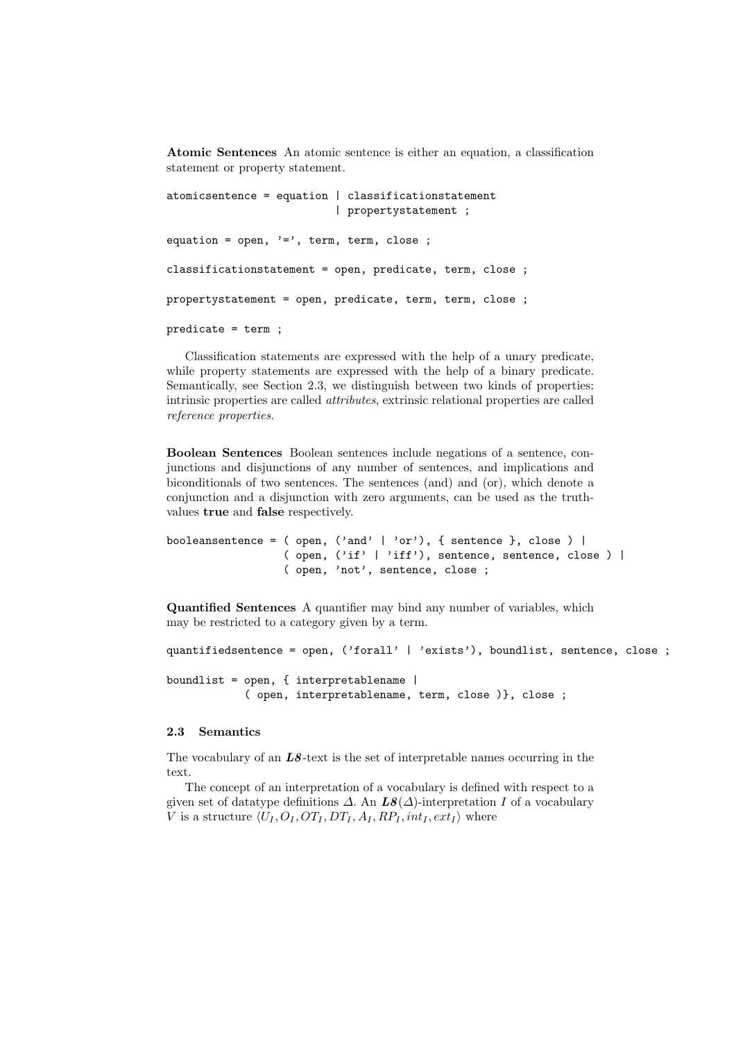**Atomic Sentences** An atomic sentence is either an equation, a classification statement or property statement.

```
atomicsentence = equation | classificationstatement
                          | propertystatement ;

equation = open, '=', term, term, close ;

classificationstatement = open, predicate, term, close ;

propertystatement = open, predicate, term, term, close ;

predicate = term ;
```

Classification statements are expressed with the help of a unary predicate, while property statements are expressed with the help of a binary predicate. Semantically, see Section 2.3, we distinguish between two kinds of properties: intrinsic properties are called *attributes*, extrinsic relational properties are called *reference properties*.

**Boolean Sentences** Boolean sentences include negations of a sentence, conjunctions and disjunctions of any number of sentences, and implications and biconditionals of two sentences. The sentences (and) and (or), which denote a conjunction and a disjunction with zero arguments, can be used as the truth-values **true** and **false** respectively.

```
booleansentence = ( open, ('and' | 'or'), { sentence }, close ) |
                  ( open, ('if' | 'iff'), sentence, sentence, close ) |
                  ( open, 'not', sentence, close ;
```

**Quantified Sentences** A quantifier may bind any number of variables, which may be restricted to a category given by a term.

```
quantifiedsentence = open, ('forall' | 'exists'), boundlist, sentence, close ;

boundlist = open, { interpretablename |
            ( open, interpretablename, term, close )}, close ;
```

### 2.3 Semantics

The vocabulary of an ***L8***-text is the set of interpretable names occurring in the text.

The concept of an interpretation of a vocabulary is defined with respect to a given set of datatype definitions $\Delta$. An ***L8***$(\Delta)$-interpretation $I$ of a vocabulary $V$ is a structure $\langle U_I, O_I, OT_I, DT_I, A_I, RP_I, int_I, ext_I \rangle$ where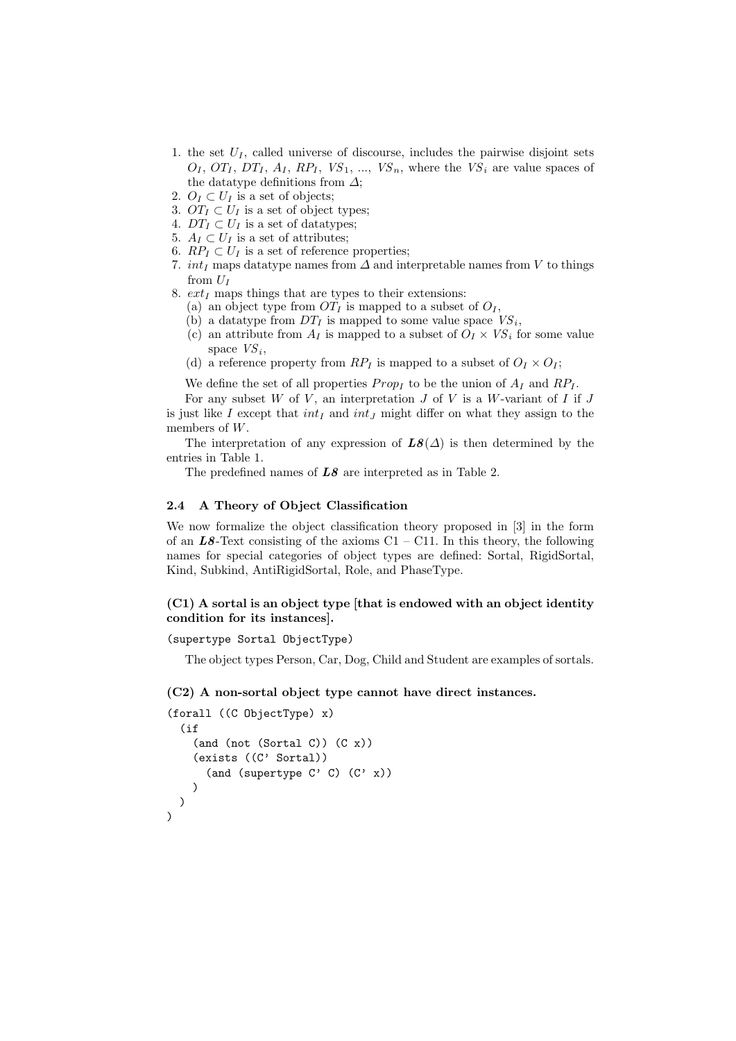1. the set $U_I$, called universe of discourse, includes the pairwise disjoint sets $O_I$, $OT_I$, $DT_I$, $A_I$, $RP_I$, $VS_1$, ..., $VS_n$, where the $VS_i$ are value spaces of the datatype definitions from $\Delta$;
2. $O_I \subset U_I$ is a set of objects;
3. $OT_I \subset U_I$ is a set of object types;
4. $DT_I \subset U_I$ is a set of datatypes;
5. $A_I \subset U_I$ is a set of attributes;
6. $RP_I \subset U_I$ is a set of reference properties;
7. $int_I$ maps datatype names from $\Delta$ and interpretable names from $V$ to things from $U_I$
8. $ext_I$ maps things that are types to their extensions:
   (a) an object type from $OT_I$ is mapped to a subset of $O_I$,
   (b) a datatype from $DT_I$ is mapped to some value space $VS_i$,
   (c) an attribute from $A_I$ is mapped to a subset of $O_I \times VS_i$ for some value space $VS_i$,
   (d) a reference property from $RP_I$ is mapped to a subset of $O_I \times O_I$;

We define the set of all properties $Prop_I$ to be the union of $A_I$ and $RP_I$.

For any subset $W$ of $V$, an interpretation $J$ of $V$ is a $W$-variant of $I$ if $J$ is just like $I$ except that $int_I$ and $int_J$ might differ on what they assign to the members of $W$.

The interpretation of any expression of ***L8***($\Delta$) is then determined by the entries in Table 1.

The predefined names of ***L8*** are interpreted as in Table 2.

### 2.4 A Theory of Object Classification

We now formalize the object classification theory proposed in [3] in the form of an ***L8***-Text consisting of the axioms C1 – C11. In this theory, the following names for special categories of object types are defined: Sortal, RigidSortal, Kind, Subkind, AntiRigidSortal, Role, and PhaseType.

**(C1) A sortal is an object type [that is endowed with an object identity condition for its instances].**

```
(supertype Sortal ObjectType)
```

The object types Person, Car, Dog, Child and Student are examples of sortals.

**(C2) A non-sortal object type cannot have direct instances.**

```
(forall ((C ObjectType) x)
  (if
    (and (not (Sortal C)) (C x))
    (exists ((C' Sortal))
      (and (supertype C' C) (C' x))
    )
  )
)
```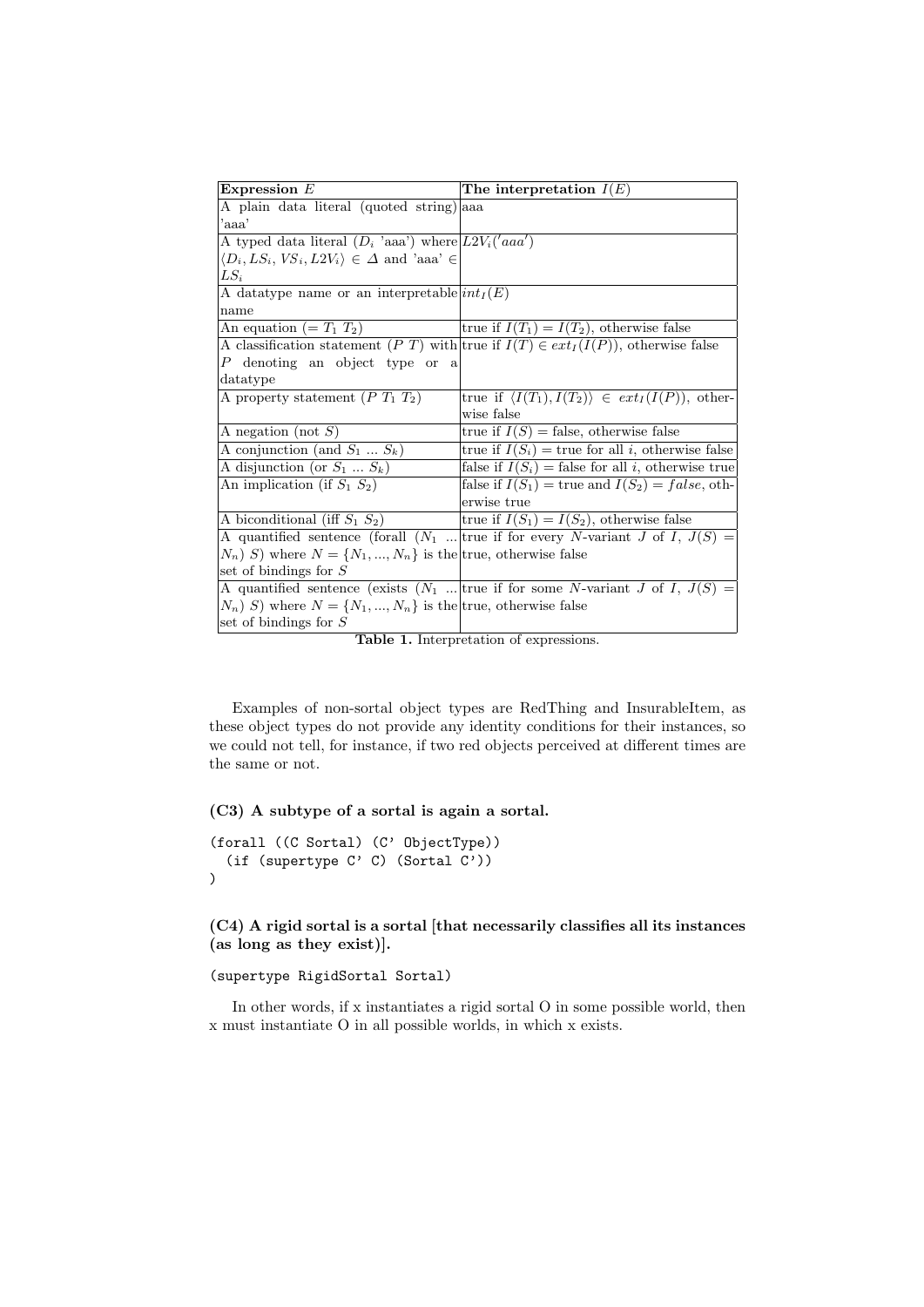| **Expression** $E$ | **The interpretation** $I(E)$ |
|---|---|
| A plain data literal (quoted string) 'aaa' | aaa |
| A typed data literal ($D_i$ 'aaa') where $\langle D_i, LS_i, VS_i, L2V_i \rangle \in \Delta$ and 'aaa' $\in LS_i$ | $L2V_i('aaa')$ |
| A datatype name or an interpretable name | $int_I(E)$ |
| An equation (= $T_1$ $T_2$) | true if $I(T_1) = I(T_2)$, otherwise false |
| A classification statement ($P$ $T$) with $P$ denoting an object type or a datatype | true if $I(T) \in ext_I(I(P))$, otherwise false |
| A property statement ($P$ $T_1$ $T_2$) | true if $\langle I(T_1), I(T_2) \rangle \in ext_I(I(P))$, otherwise false |
| A negation (not $S$) | true if $I(S)$ = false, otherwise false |
| A conjunction (and $S_1$ ... $S_k$) | true if $I(S_i)$ = true for all $i$, otherwise false |
| A disjunction (or $S_1$ ... $S_k$) | false if $I(S_i)$ = false for all $i$, otherwise true |
| An implication (if $S_1$ $S_2$) | false if $I(S_1)$ = true and $I(S_2) = false$, otherwise true |
| A biconditional (iff $S_1$ $S_2$) | true if $I(S_1) = I(S_2)$, otherwise false |
| A quantified sentence (forall ($N_1$ ... $N_n$) $S$) where $N = \{N_1, ..., N_n\}$ is the set of bindings for $S$ | true if for every $N$-variant $J$ of $I$, $J(S)$ = true, otherwise false |
| A quantified sentence (exists ($N_1$ ... $N_n$) $S$) where $N = \{N_1, ..., N_n\}$ is the set of bindings for $S$ | true if for some $N$-variant $J$ of $I$, $J(S)$ = true, otherwise false |

**Table 1.** Interpretation of expressions.

Examples of non-sortal object types are RedThing and InsurableItem, as these object types do not provide any identity conditions for their instances, so we could not tell, for instance, if two red objects perceived at different times are the same or not.

**(C3) A subtype of a sortal is again a sortal.**

```
(forall ((C Sortal) (C' ObjectType))
  (if (supertype C' C) (Sortal C'))
)
```

**(C4) A rigid sortal is a sortal [that necessarily classifies all its instances (as long as they exist)].**

```
(supertype RigidSortal Sortal)
```

In other words, if x instantiates a rigid sortal O in some possible world, then x must instantiate O in all possible worlds, in which x exists.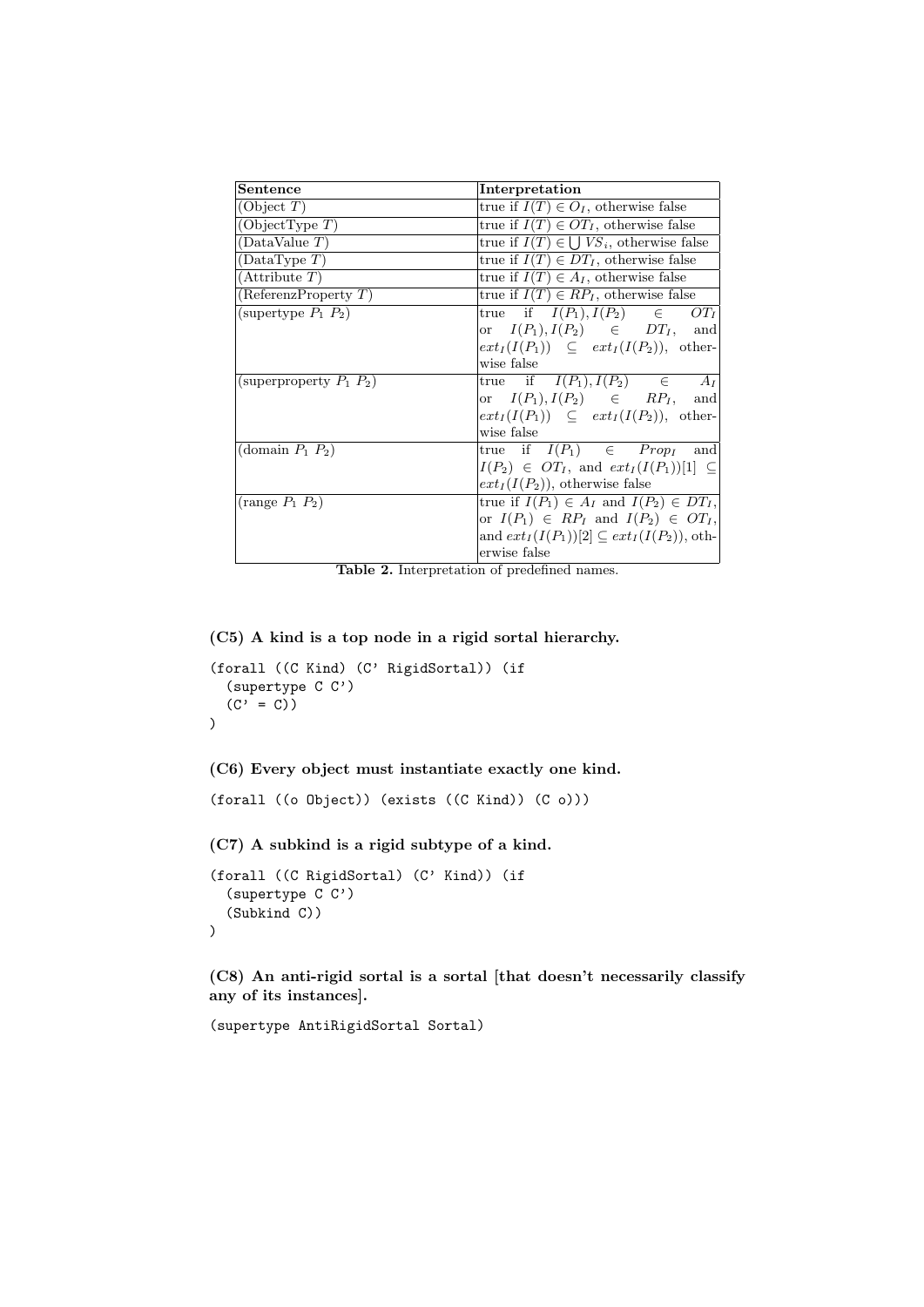| Sentence | Interpretation |
|---|---|
| (Object $T$) | true if $I(T) \in O_I$, otherwise false |
| (ObjectType $T$) | true if $I(T) \in OT_I$, otherwise false |
| (DataValue $T$) | true if $I(T) \in \bigcup VS_i$, otherwise false |
| (DataType $T$) | true if $I(T) \in DT_I$, otherwise false |
| (Attribute $T$) | true if $I(T) \in A_I$, otherwise false |
| (ReferenzProperty $T$) | true if $I(T) \in RP_I$, otherwise false |
| (supertype $P_1$ $P_2$) | true if $I(P_1), I(P_2) \in OT_I$ or $I(P_1), I(P_2) \in DT_I$, and $ext_I(I(P_1)) \subseteq ext_I(I(P_2))$, otherwise false |
| (superproperty $P_1$ $P_2$) | true if $I(P_1), I(P_2) \in A_I$ or $I(P_1), I(P_2) \in RP_I$, and $ext_I(I(P_1)) \subseteq ext_I(I(P_2))$, otherwise false |
| (domain $P_1$ $P_2$) | true if $I(P_1) \in Prop_I$ and $I(P_2) \in OT_I$, and $ext_I(I(P_1))[1] \subseteq ext_I(I(P_2))$, otherwise false |
| (range $P_1$ $P_2$) | true if $I(P_1) \in A_I$ and $I(P_2) \in DT_I$, or $I(P_1) \in RP_I$ and $I(P_2) \in OT_I$, and $ext_I(I(P_1))[2] \subseteq ext_I(I(P_2))$, otherwise false |

**Table 2.** Interpretation of predefined names.

**(C5) A kind is a top node in a rigid sortal hierarchy.**

```
(forall ((C Kind) (C' RigidSortal)) (if
  (supertype C C')
  (C' = C))
)
```

**(C6) Every object must instantiate exactly one kind.**

```
(forall ((o Object)) (exists ((C Kind)) (C o)))
```

**(C7) A subkind is a rigid subtype of a kind.**

```
(forall ((C RigidSortal) (C' Kind)) (if
  (supertype C C')
  (Subkind C))
)
```

**(C8) An anti-rigid sortal is a sortal [that doesn't necessarily classify any of its instances].**

```
(supertype AntiRigidSortal Sortal)
```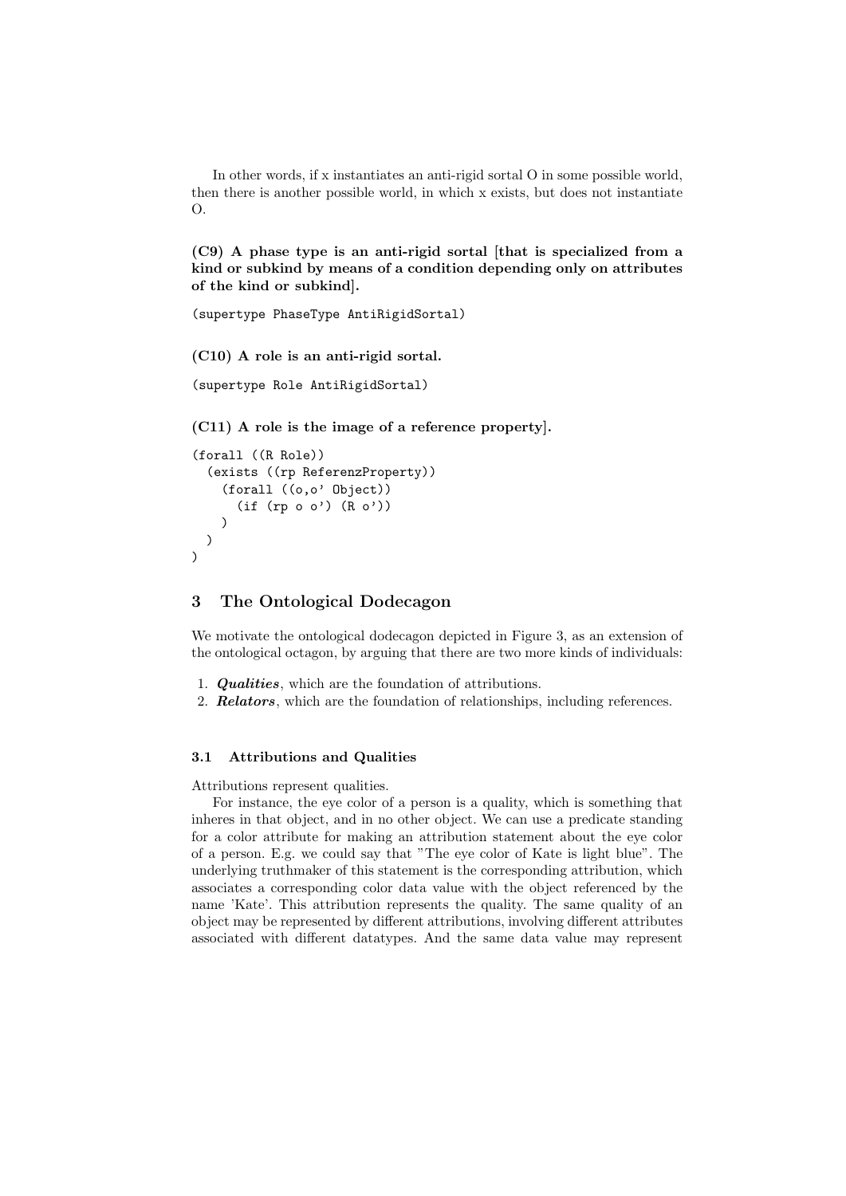In other words, if x instantiates an anti-rigid sortal O in some possible world, then there is another possible world, in which x exists, but does not instantiate O.

**(C9) A phase type is an anti-rigid sortal [that is specialized from a kind or subkind by means of a condition depending only on attributes of the kind or subkind].**

```
(supertype PhaseType AntiRigidSortal)
```

**(C10) A role is an anti-rigid sortal.**

```
(supertype Role AntiRigidSortal)
```

**(C11) A role is the image of a reference property].**

```
(forall ((R Role))
  (exists ((rp ReferenzProperty))
    (forall ((o,o' Object))
      (if (rp o o') (R o'))
    )
  )
)
```

## 3 The Ontological Dodecagon

We motivate the ontological dodecagon depicted in Figure 3, as an extension of the ontological octagon, by arguing that there are two more kinds of individuals:

1. ***Qualities***, which are the foundation of attributions.
2. ***Relators***, which are the foundation of relationships, including references.

### 3.1 Attributions and Qualities

Attributions represent qualities.

For instance, the eye color of a person is a quality, which is something that inheres in that object, and in no other object. We can use a predicate standing for a color attribute for making an attribution statement about the eye color of a person. E.g. we could say that "The eye color of Kate is light blue". The underlying truthmaker of this statement is the corresponding attribution, which associates a corresponding color data value with the object referenced by the name 'Kate'. This attribution represents the quality. The same quality of an object may be represented by different attributions, involving different attributes associated with different datatypes. And the same data value may represent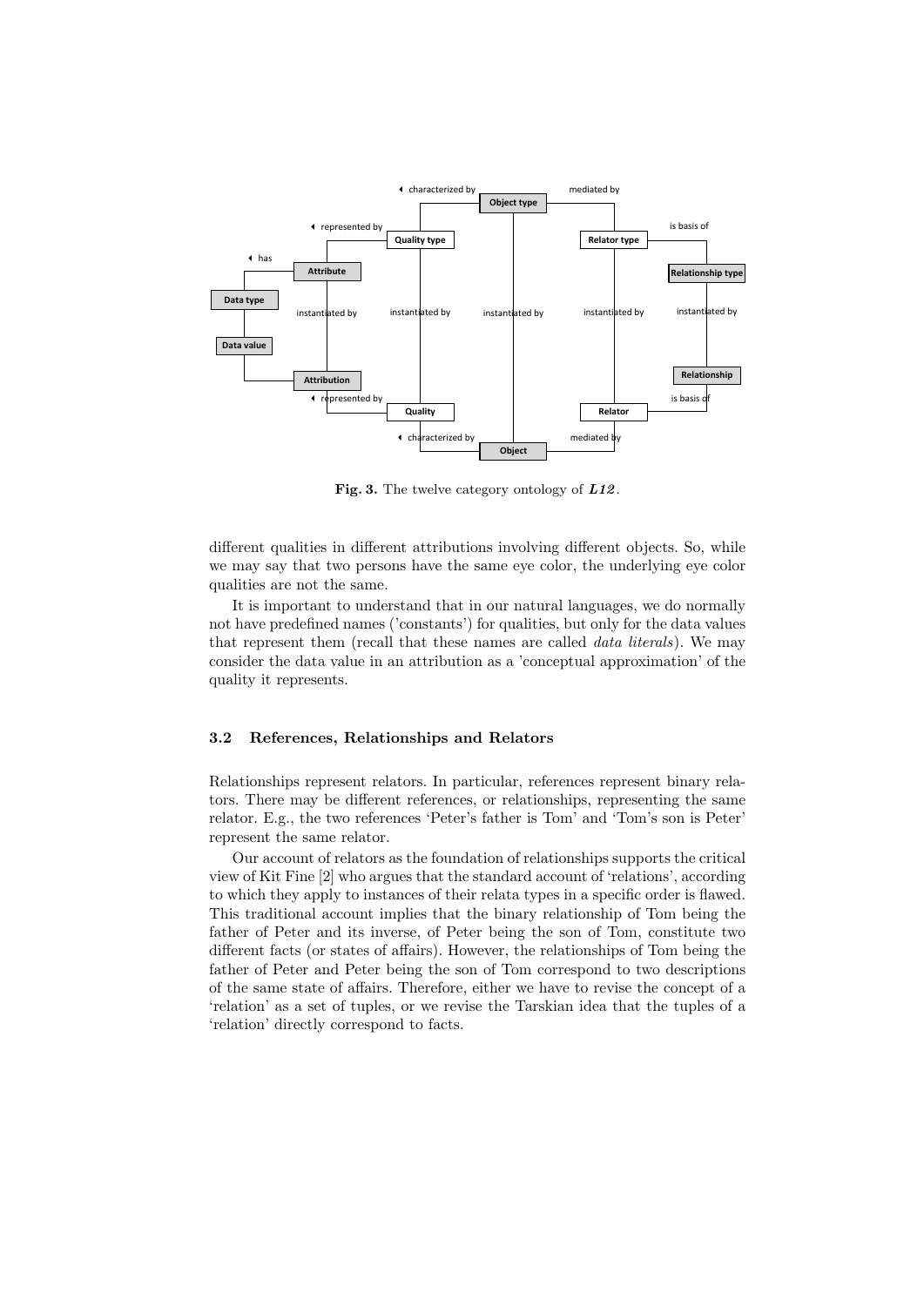**Fig. 3.** The twelve category ontology of ***L12***.

different qualities in different attributions involving different objects. So, while we may say that two persons have the same eye color, the underlying eye color qualities are not the same.

It is important to understand that in our natural languages, we do normally not have predefined names ('constants') for qualities, but only for the data values that represent them (recall that these names are called *data literals*). We may consider the data value in an attribution as a 'conceptual approximation' of the quality it represents.

### 3.2 References, Relationships and Relators

Relationships represent relators. In particular, references represent binary relators. There may be different references, or relationships, representing the same relator. E.g., the two references 'Peter's father is Tom' and 'Tom's son is Peter' represent the same relator.

Our account of relators as the foundation of relationships supports the critical view of Kit Fine [2] who argues that the standard account of 'relations', according to which they apply to instances of their relata types in a specific order is flawed. This traditional account implies that the binary relationship of Tom being the father of Peter and its inverse, of Peter being the son of Tom, constitute two different facts (or states of affairs). However, the relationships of Tom being the father of Peter and Peter being the son of Tom correspond to two descriptions of the same state of affairs. Therefore, either we have to revise the concept of a 'relation' as a set of tuples, or we revise the Tarskian idea that the tuples of a 'relation' directly correspond to facts.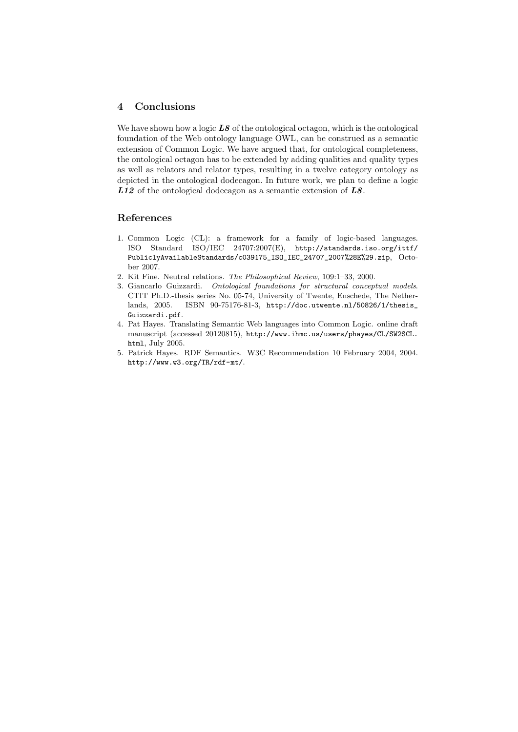## 4 Conclusions

We have shown how a logic ***L8*** of the ontological octagon, which is the ontological foundation of the Web ontology language OWL, can be construed as a semantic extension of Common Logic. We have argued that, for ontological completeness, the ontological octagon has to be extended by adding qualities and quality types as well as relators and relator types, resulting in a twelve category ontology as depicted in the ontological dodecagon. In future work, we plan to define a logic ***L12*** of the ontological dodecagon as a semantic extension of ***L8***.

## References

1. Common Logic (CL): a framework for a family of logic-based languages. ISO Standard ISO/IEC 24707:2007(E), http://standards.iso.org/ittf/PubliclyAvailableStandards/c039175_ISO_IEC_24707_2007%28E%29.zip, October 2007.
2. Kit Fine. Neutral relations. *The Philosophical Review*, 109:1–33, 2000.
3. Giancarlo Guizzardi. *Ontological foundations for structural conceptual models*. CTIT Ph.D.-thesis series No. 05-74, University of Twente, Enschede, The Netherlands, 2005. ISBN 90-75176-81-3, http://doc.utwente.nl/50826/1/thesis_Guizzardi.pdf.
4. Pat Hayes. Translating Semantic Web languages into Common Logic. online draft manuscript (accessed 20120815), http://www.ihmc.us/users/phayes/CL/SW2SCL.html, July 2005.
5. Patrick Hayes. RDF Semantics. W3C Recommendation 10 February 2004, 2004. http://www.w3.org/TR/rdf-mt/.